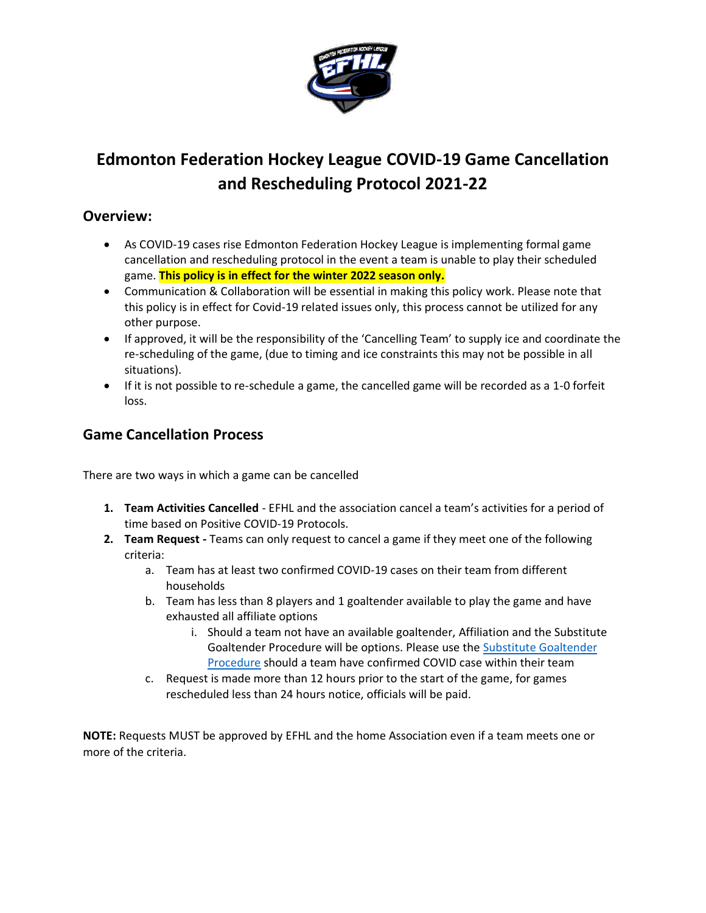# Edmonton Federation Hockey League COVID-19 Game Cancellation and Rescheduling Protocol 2021-22

## Overview:

- As COVID-19 cases rise Edmonton Federation Hockey League is implementing formal game cancellation and rescheduling protocol in the event a team is unable to play their scheduled game. **This policy is in effect for the winter 2022 season only.**
- Communication & Collaboration will be essential in making this policy work. Please note that this policy is in effect for Covid-19 related issues only, this process cannot be utilized for any other purpose.
- If approved, it will be the responsibility of the 'Cancelling Team' to supply ice and coordinate the re-scheduling of the game, (due to timing and ice constraints this may not be possible in all situations).
- If it is not possible to re-schedule a game, the cancelled game will be recorded as a 1-0 forfeit loss.

## Game Cancellation Process

There are two ways in which a game can be cancelled

1. **Team Activities Cancelled** - EFHL and the association cancel a team's activities for a period of time based on Positive COVID-19 Protocols.
2. **Team Request -** Teams can only request to cancel a game if they meet one of the following criteria:
   a. Team has at least two confirmed COVID-19 cases on their team from different households
   b. Team has less than 8 players and 1 goaltender available to play the game and have exhausted all affiliate options
      i. Should a team not have an available goaltender, Affiliation and the Substitute Goaltender Procedure will be options. Please use the Substitute Goaltender Procedure should a team have confirmed COVID case within their team
   c. Request is made more than 12 hours prior to the start of the game, for games rescheduled less than 24 hours notice, officials will be paid.

**NOTE:** Requests MUST be approved by EFHL and the home Association even if a team meets one or more of the criteria.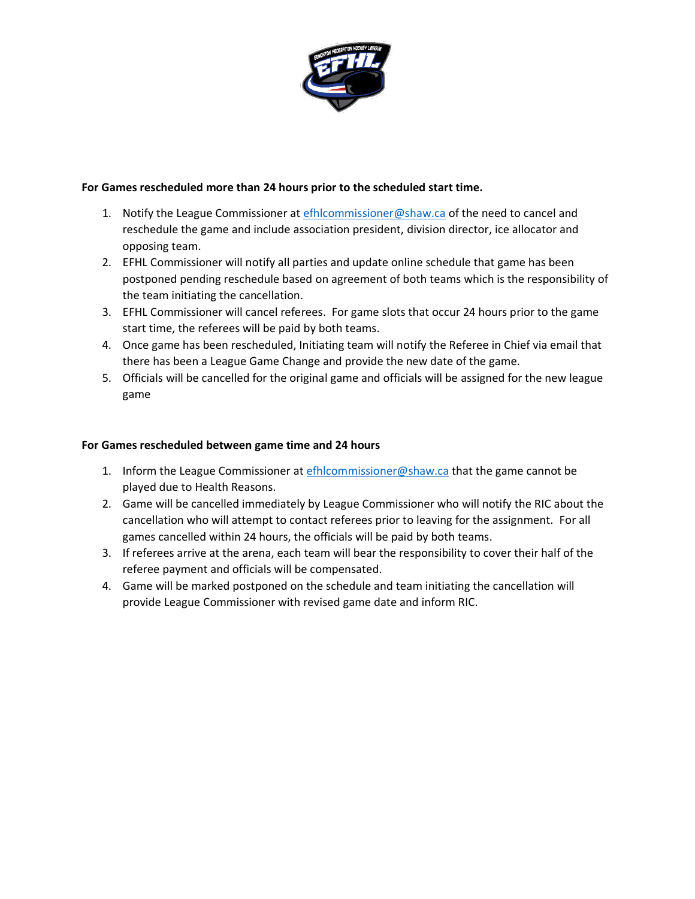**For Games rescheduled more than 24 hours prior to the scheduled start time.**

1. Notify the League Commissioner at efhlcommissioner@shaw.ca of the need to cancel and reschedule the game and include association president, division director, ice allocator and opposing team.
2. EFHL Commissioner will notify all parties and update online schedule that game has been postponed pending reschedule based on agreement of both teams which is the responsibility of the team initiating the cancellation.
3. EFHL Commissioner will cancel referees. For game slots that occur 24 hours prior to the game start time, the referees will be paid by both teams.
4. Once game has been rescheduled, Initiating team will notify the Referee in Chief via email that there has been a League Game Change and provide the new date of the game.
5. Officials will be cancelled for the original game and officials will be assigned for the new league game

**For Games rescheduled between game time and 24 hours**

1. Inform the League Commissioner at efhlcommissioner@shaw.ca that the game cannot be played due to Health Reasons.
2. Game will be cancelled immediately by League Commissioner who will notify the RIC about the cancellation who will attempt to contact referees prior to leaving for the assignment. For all games cancelled within 24 hours, the officials will be paid by both teams.
3. If referees arrive at the arena, each team will bear the responsibility to cover their half of the referee payment and officials will be compensated.
4. Game will be marked postponed on the schedule and team initiating the cancellation will provide League Commissioner with revised game date and inform RIC.